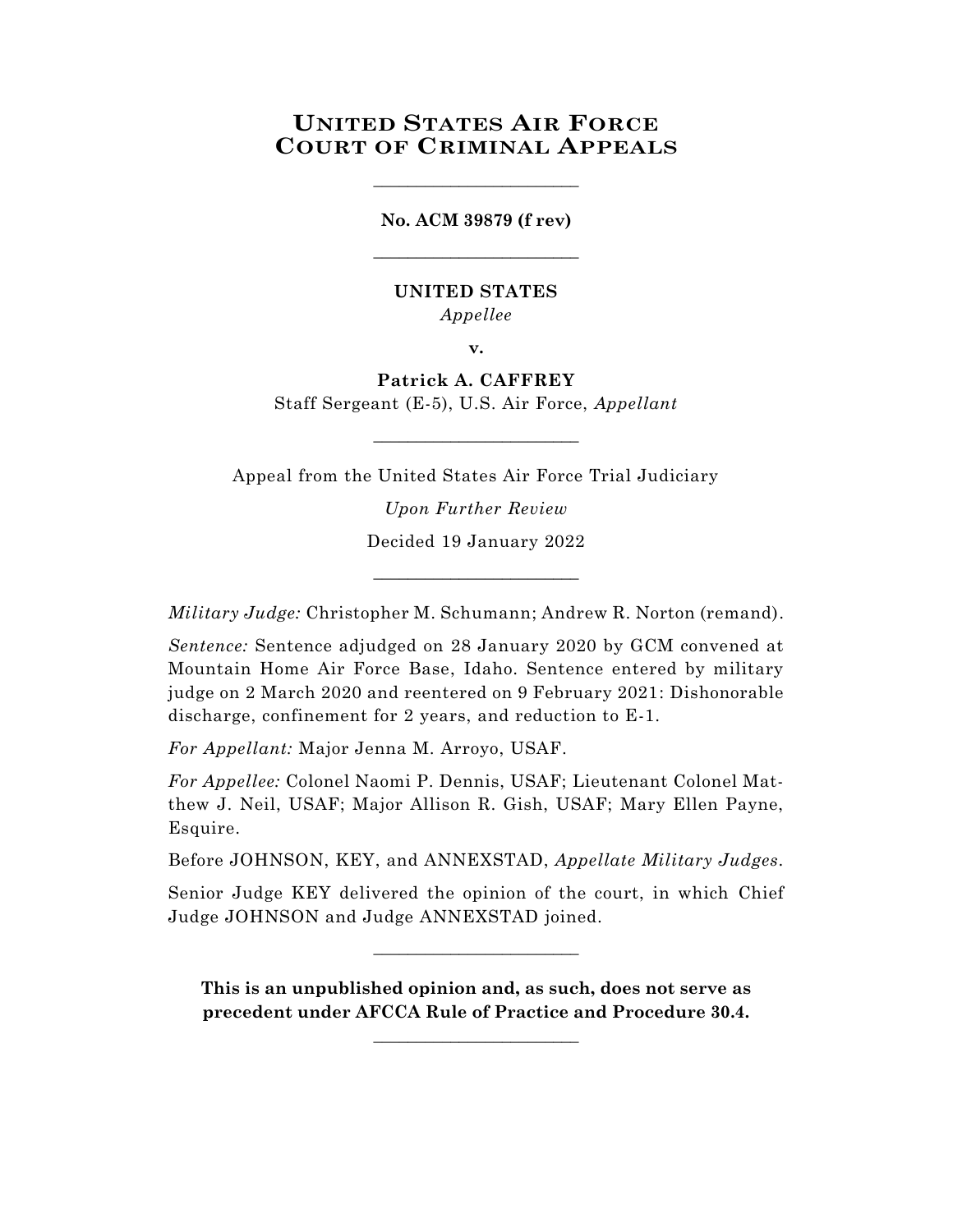# United States Air Force Court of Criminal Appeals

\_\_\_\_\_\_\_\_\_\_\_\_\_\_\_\_\_\_\_\_\_\_\_\_

**No. ACM 39879 (f rev)**

\_\_\_\_\_\_\_\_\_\_\_\_\_\_\_\_\_\_\_\_\_\_\_\_

**UNITED STATES**
*Appellee*

**v.**

**Patrick A. CAFFREY**
Staff Sergeant (E-5), U.S. Air Force, *Appellant*

\_\_\_\_\_\_\_\_\_\_\_\_\_\_\_\_\_\_\_\_\_\_\_\_

Appeal from the United States Air Force Trial Judiciary

*Upon Further Review*

Decided 19 January 2022

\_\_\_\_\_\_\_\_\_\_\_\_\_\_\_\_\_\_\_\_\_\_\_\_

*Military Judge:* Christopher M. Schumann; Andrew R. Norton (remand).

*Sentence:* Sentence adjudged on 28 January 2020 by GCM convened at Mountain Home Air Force Base, Idaho. Sentence entered by military judge on 2 March 2020 and reentered on 9 February 2021: Dishonorable discharge, confinement for 2 years, and reduction to E-1.

*For Appellant:* Major Jenna M. Arroyo, USAF.

*For Appellee:* Colonel Naomi P. Dennis, USAF; Lieutenant Colonel Matthew J. Neil, USAF; Major Allison R. Gish, USAF; Mary Ellen Payne, Esquire.

Before JOHNSON, KEY, and ANNEXSTAD, *Appellate Military Judges*.

Senior Judge KEY delivered the opinion of the court, in which Chief Judge JOHNSON and Judge ANNEXSTAD joined.

\_\_\_\_\_\_\_\_\_\_\_\_\_\_\_\_\_\_\_\_\_\_\_\_

**This is an unpublished opinion and, as such, does not serve as precedent under AFCCA Rule of Practice and Procedure 30.4.**

\_\_\_\_\_\_\_\_\_\_\_\_\_\_\_\_\_\_\_\_\_\_\_\_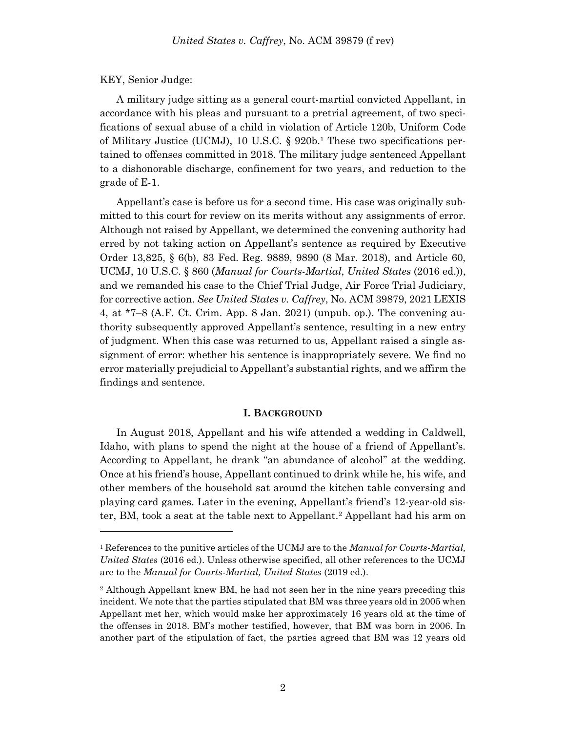KEY, Senior Judge:

A military judge sitting as a general court-martial convicted Appellant, in accordance with his pleas and pursuant to a pretrial agreement, of two specifications of sexual abuse of a child in violation of Article 120b, Uniform Code of Military Justice (UCMJ), 10 U.S.C. § 920b.[1] These two specifications pertained to offenses committed in 2018. The military judge sentenced Appellant to a dishonorable discharge, confinement for two years, and reduction to the grade of E-1.

Appellant's case is before us for a second time. His case was originally submitted to this court for review on its merits without any assignments of error. Although not raised by Appellant, we determined the convening authority had erred by not taking action on Appellant's sentence as required by Executive Order 13,825, § 6(b), 83 Fed. Reg. 9889, 9890 (8 Mar. 2018), and Article 60, UCMJ, 10 U.S.C. § 860 (*Manual for Courts-Martial*, *United States* (2016 ed.)), and we remanded his case to the Chief Trial Judge, Air Force Trial Judiciary, for corrective action. *See United States v. Caffrey*, No. ACM 39879, 2021 LEXIS 4, at *7–8 (A.F. Ct. Crim. App. 8 Jan. 2021) (unpub. op.). The convening authority subsequently approved Appellant's sentence, resulting in a new entry of judgment. When this case was returned to us, Appellant raised a single assignment of error: whether his sentence is inappropriately severe. We find no error materially prejudicial to Appellant's substantial rights, and we affirm the findings and sentence.

## I. BACKGROUND

In August 2018, Appellant and his wife attended a wedding in Caldwell, Idaho, with plans to spend the night at the house of a friend of Appellant's. According to Appellant, he drank "an abundance of alcohol" at the wedding. Once at his friend's house, Appellant continued to drink while he, his wife, and other members of the household sat around the kitchen table conversing and playing card games. Later in the evening, Appellant's friend's 12-year-old sister, BM, took a seat at the table next to Appellant.[2] Appellant had his arm on

---

[1] References to the punitive articles of the UCMJ are to the *Manual for Courts-Martial, United States* (2016 ed.). Unless otherwise specified, all other references to the UCMJ are to the *Manual for Courts-Martial, United States* (2019 ed.).

[2] Although Appellant knew BM, he had not seen her in the nine years preceding this incident. We note that the parties stipulated that BM was three years old in 2005 when Appellant met her, which would make her approximately 16 years old at the time of the offenses in 2018. BM's mother testified, however, that BM was born in 2006. In another part of the stipulation of fact, the parties agreed that BM was 12 years old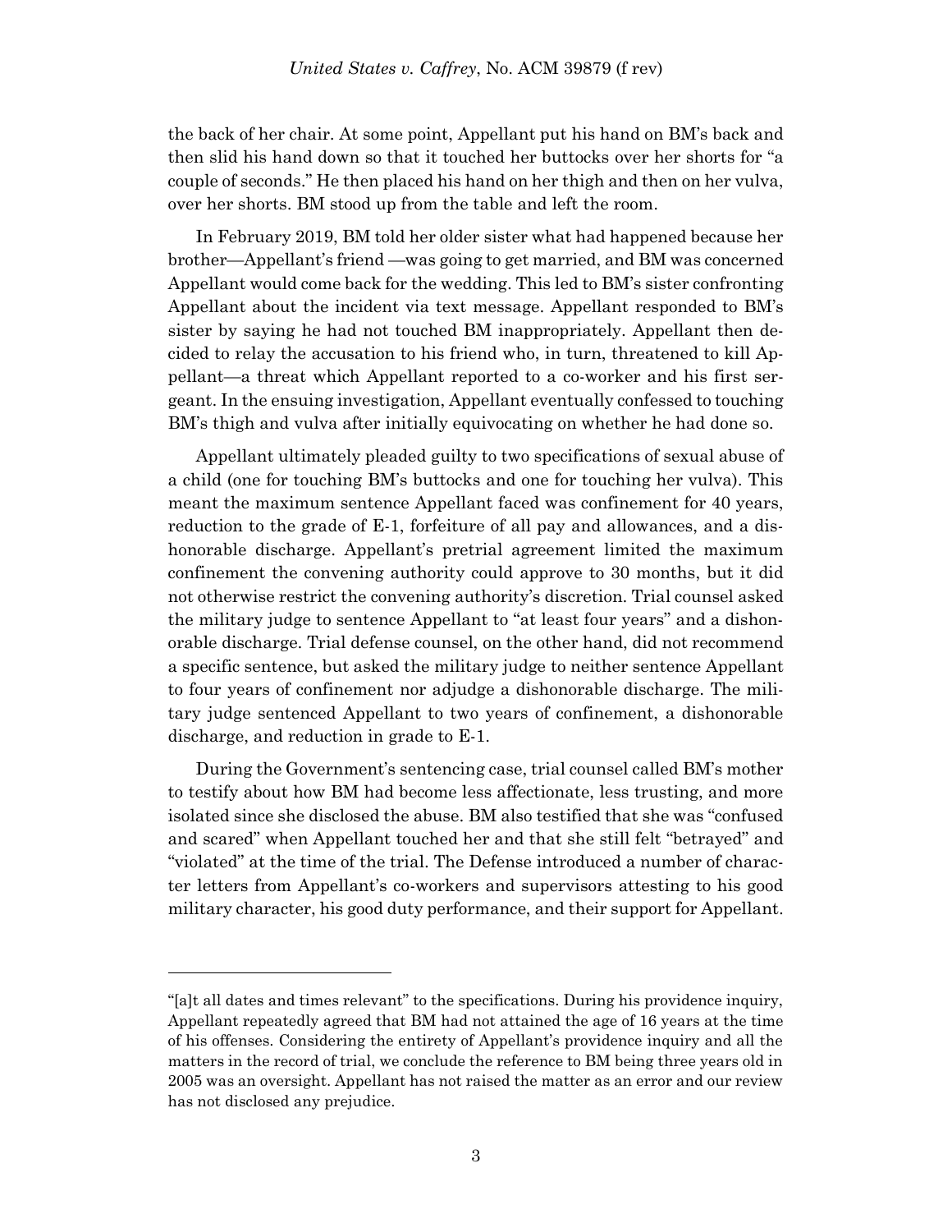the back of her chair. At some point, Appellant put his hand on BM's back and then slid his hand down so that it touched her buttocks over her shorts for "a couple of seconds." He then placed his hand on her thigh and then on her vulva, over her shorts. BM stood up from the table and left the room.

In February 2019, BM told her older sister what had happened because her brother—Appellant's friend —was going to get married, and BM was concerned Appellant would come back for the wedding. This led to BM's sister confronting Appellant about the incident via text message. Appellant responded to BM's sister by saying he had not touched BM inappropriately. Appellant then decided to relay the accusation to his friend who, in turn, threatened to kill Appellant—a threat which Appellant reported to a co-worker and his first sergeant. In the ensuing investigation, Appellant eventually confessed to touching BM's thigh and vulva after initially equivocating on whether he had done so.

Appellant ultimately pleaded guilty to two specifications of sexual abuse of a child (one for touching BM's buttocks and one for touching her vulva). This meant the maximum sentence Appellant faced was confinement for 40 years, reduction to the grade of E-1, forfeiture of all pay and allowances, and a dishonorable discharge. Appellant's pretrial agreement limited the maximum confinement the convening authority could approve to 30 months, but it did not otherwise restrict the convening authority's discretion. Trial counsel asked the military judge to sentence Appellant to "at least four years" and a dishonorable discharge. Trial defense counsel, on the other hand, did not recommend a specific sentence, but asked the military judge to neither sentence Appellant to four years of confinement nor adjudge a dishonorable discharge. The military judge sentenced Appellant to two years of confinement, a dishonorable discharge, and reduction in grade to E-1.

During the Government's sentencing case, trial counsel called BM's mother to testify about how BM had become less affectionate, less trusting, and more isolated since she disclosed the abuse. BM also testified that she was "confused and scared" when Appellant touched her and that she still felt "betrayed" and "violated" at the time of the trial. The Defense introduced a number of character letters from Appellant's co-workers and supervisors attesting to his good military character, his good duty performance, and their support for Appellant.

---

"[a]t all dates and times relevant" to the specifications. During his providence inquiry, Appellant repeatedly agreed that BM had not attained the age of 16 years at the time of his offenses. Considering the entirety of Appellant's providence inquiry and all the matters in the record of trial, we conclude the reference to BM being three years old in 2005 was an oversight. Appellant has not raised the matter as an error and our review has not disclosed any prejudice.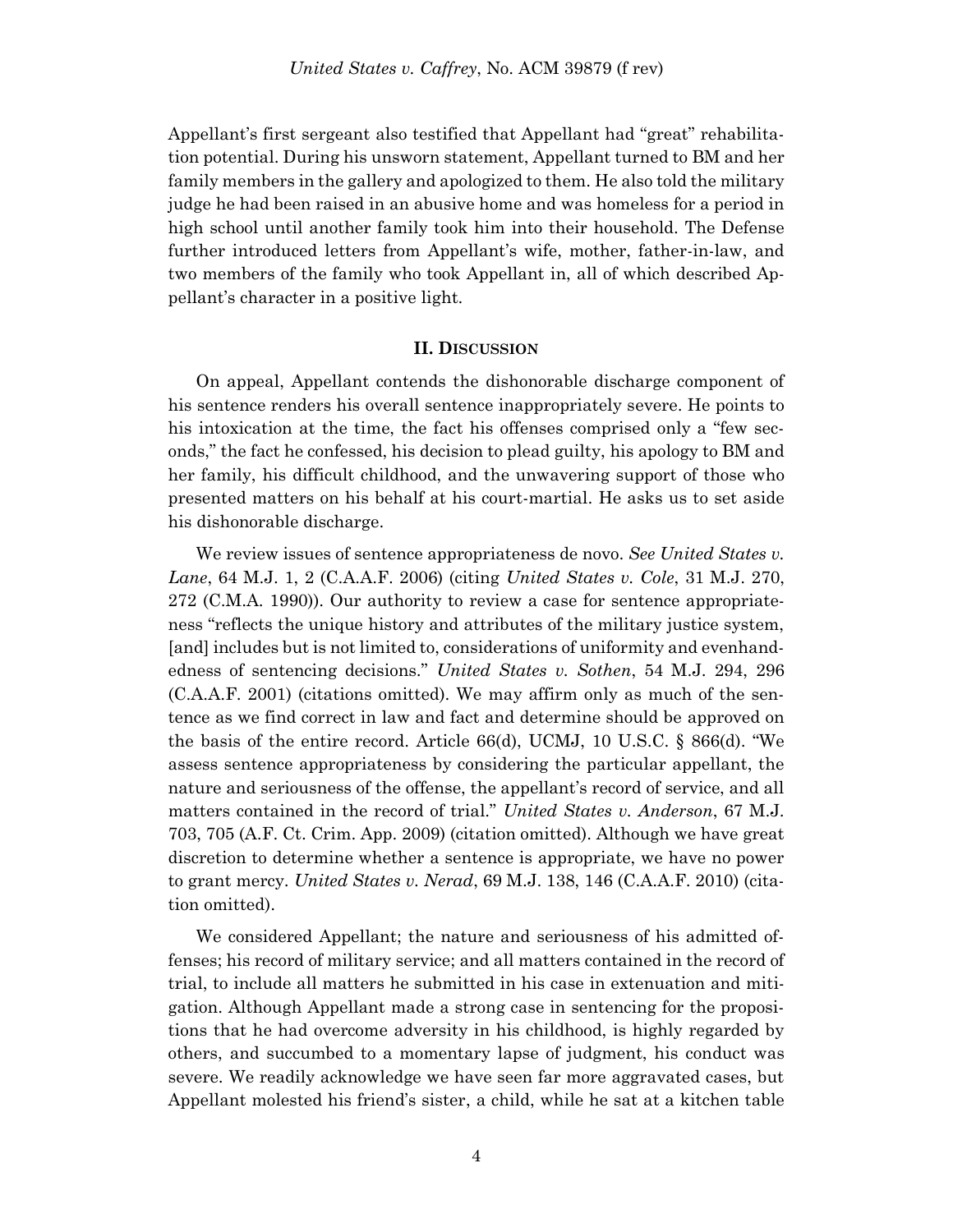Appellant's first sergeant also testified that Appellant had "great" rehabilitation potential. During his unsworn statement, Appellant turned to BM and her family members in the gallery and apologized to them. He also told the military judge he had been raised in an abusive home and was homeless for a period in high school until another family took him into their household. The Defense further introduced letters from Appellant's wife, mother, father-in-law, and two members of the family who took Appellant in, all of which described Appellant's character in a positive light.

## II. Discussion

On appeal, Appellant contends the dishonorable discharge component of his sentence renders his overall sentence inappropriately severe. He points to his intoxication at the time, the fact his offenses comprised only a "few seconds," the fact he confessed, his decision to plead guilty, his apology to BM and her family, his difficult childhood, and the unwavering support of those who presented matters on his behalf at his court-martial. He asks us to set aside his dishonorable discharge.

We review issues of sentence appropriateness de novo. *See United States v. Lane*, 64 M.J. 1, 2 (C.A.A.F. 2006) (citing *United States v. Cole*, 31 M.J. 270, 272 (C.M.A. 1990)). Our authority to review a case for sentence appropriateness "reflects the unique history and attributes of the military justice system, [and] includes but is not limited to, considerations of uniformity and evenhandedness of sentencing decisions." *United States v. Sothen*, 54 M.J. 294, 296 (C.A.A.F. 2001) (citations omitted). We may affirm only as much of the sentence as we find correct in law and fact and determine should be approved on the basis of the entire record. Article 66(d), UCMJ, 10 U.S.C. § 866(d). "We assess sentence appropriateness by considering the particular appellant, the nature and seriousness of the offense, the appellant's record of service, and all matters contained in the record of trial." *United States v. Anderson*, 67 M.J. 703, 705 (A.F. Ct. Crim. App. 2009) (citation omitted). Although we have great discretion to determine whether a sentence is appropriate, we have no power to grant mercy. *United States v. Nerad*, 69 M.J. 138, 146 (C.A.A.F. 2010) (citation omitted).

We considered Appellant; the nature and seriousness of his admitted offenses; his record of military service; and all matters contained in the record of trial, to include all matters he submitted in his case in extenuation and mitigation. Although Appellant made a strong case in sentencing for the propositions that he had overcome adversity in his childhood, is highly regarded by others, and succumbed to a momentary lapse of judgment, his conduct was severe. We readily acknowledge we have seen far more aggravated cases, but Appellant molested his friend's sister, a child, while he sat at a kitchen table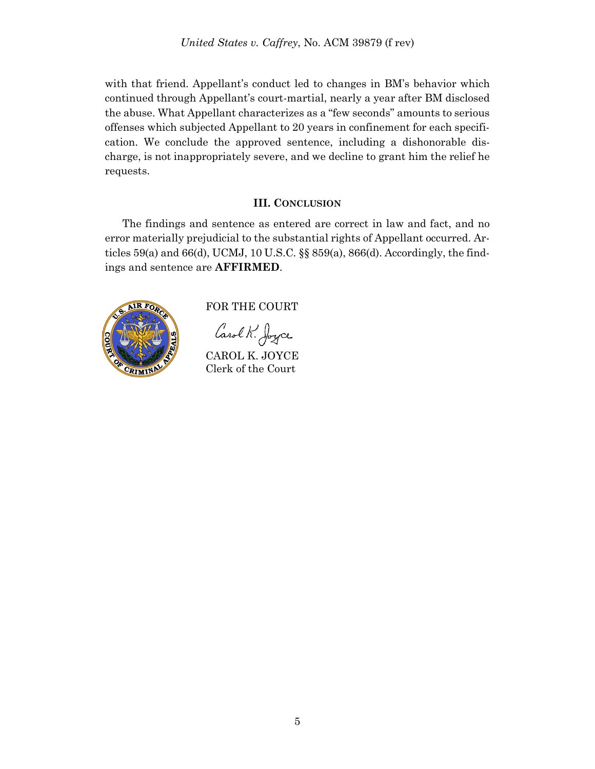with that friend. Appellant's conduct led to changes in BM's behavior which continued through Appellant's court-martial, nearly a year after BM disclosed the abuse. What Appellant characterizes as a "few seconds" amounts to serious offenses which subjected Appellant to 20 years in confinement for each specification. We conclude the approved sentence, including a dishonorable discharge, is not inappropriately severe, and we decline to grant him the relief he requests.

### III. CONCLUSION

The findings and sentence as entered are correct in law and fact, and no error materially prejudicial to the substantial rights of Appellant occurred. Articles 59(a) and 66(d), UCMJ, 10 U.S.C. §§ 859(a), 866(d). Accordingly, the findings and sentence are **AFFIRMED**.

FOR THE COURT

Carol K. Joyce

CAROL K. JOYCE
Clerk of the Court